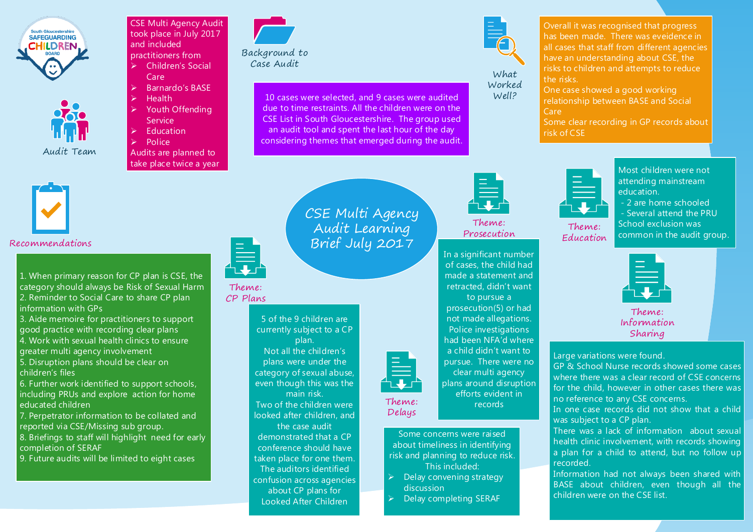# CSE Multi Agency Audit Learning Brief July 2017

South Gloucestershire SAFEGUARDING CHILDREN BOARD

## Audit Team

CSE Multi Agency Audit took place in July 2017 and included practitioners from

- Children's Social Care
- Barnardo's BASE
- Health
- Youth Offending Service
- Education
- Police

Audits are planned to take place twice a year

## Background to Case Audit

10 cases were selected, and 9 cases were audited due to time restraints. All the children were on the CSE List in South Gloucestershire. The group used an audit tool and spent the last hour of the day considering themes that emerged during the audit.

## What Worked Well?

Overall it was recognised that progress has been made. There was eveidence in all cases that staff from different agencies have an understanding about CSE, the risks to children and attempts to reduce the risks.

One case showed a good working relationship between BASE and Social Care

Some clear recording in GP records about risk of CSE

## Recommendations

1. When primary reason for CP plan is CSE, the category should always be Risk of Sexual Harm
2. Reminder to Social Care to share CP plan information with GPs
3. Aide memoire for practitioners to support good practice with recording clear plans
4. Work with sexual health clinics to ensure greater multi agency involvement
5. Disruption plans should be clear on children's files
6. Further work identified to support schools, including PRUs and explore action for home educated children
7. Perpetrator information to be collated and reported via CSE/Missing sub group.
8. Briefings to staff will highlight need for early completion of SERAF
9. Future audits will be limited to eight cases

## Theme: CP Plans

5 of the 9 children are currently subject to a CP plan.

Not all the children's plans were under the category of sexual abuse, even though this was the main risk.

Two of the children were looked after children, and the case audit demonstrated that a CP conference should have taken place for one them.

The auditors identified confusion across agencies about CP plans for Looked After Children

## Theme: Delays

Some concerns were raised about timeliness in identifying risk and planning to reduce risk. This included:

- Delay convening strategy discussion
- Delay completing SERAF

## Theme: Prosecution

In a significant number of cases, the child had made a statement and retracted, didn't want to pursue a prosecution(5) or had not made allegations. Police investigations had been NFA'd where a child didn't want to pursue. There were no clear multi agency plans around disruption efforts evident in records

## Theme: Education

Most children were not attending mainstream education.

- 2 are home schooled
- Several attend the PRU

School exclusion was common in the audit group.

## Theme: Information Sharing

Large variations were found.

GP & School Nurse records showed some cases where there was a clear record of CSE concerns for the child, however in other cases there was no reference to any CSE concerns.

In one case records did not show that a child was subject to a CP plan.

There was a lack of information about sexual health clinic involvement, with records showing a plan for a child to attend, but no follow up recorded.

Information had not always been shared with BASE about children, even though all the children were on the CSE list.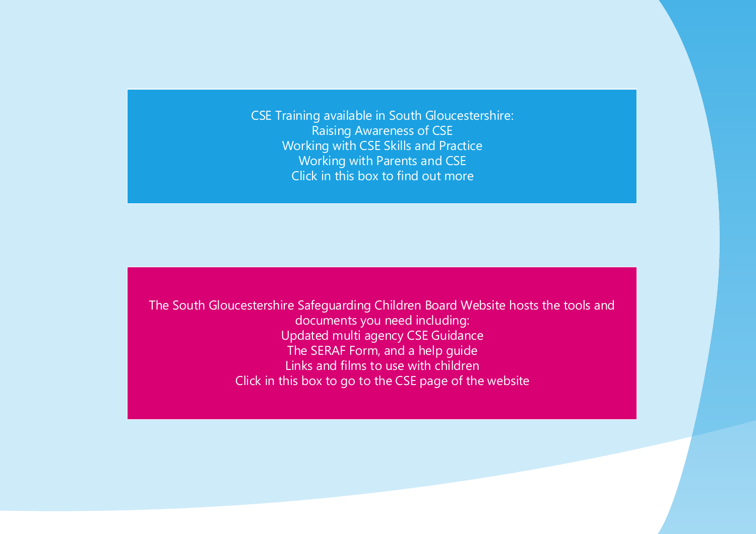CSE Training available in South Gloucestershire:
Raising Awareness of CSE
Working with CSE Skills and Practice
Working with Parents and CSE
Click in this box to find out more

The South Gloucestershire Safeguarding Children Board Website hosts the tools and documents you need including:
Updated multi agency CSE Guidance
The SERAF Form, and a help guide
Links and films to use with children
Click in this box to go to the CSE page of the website